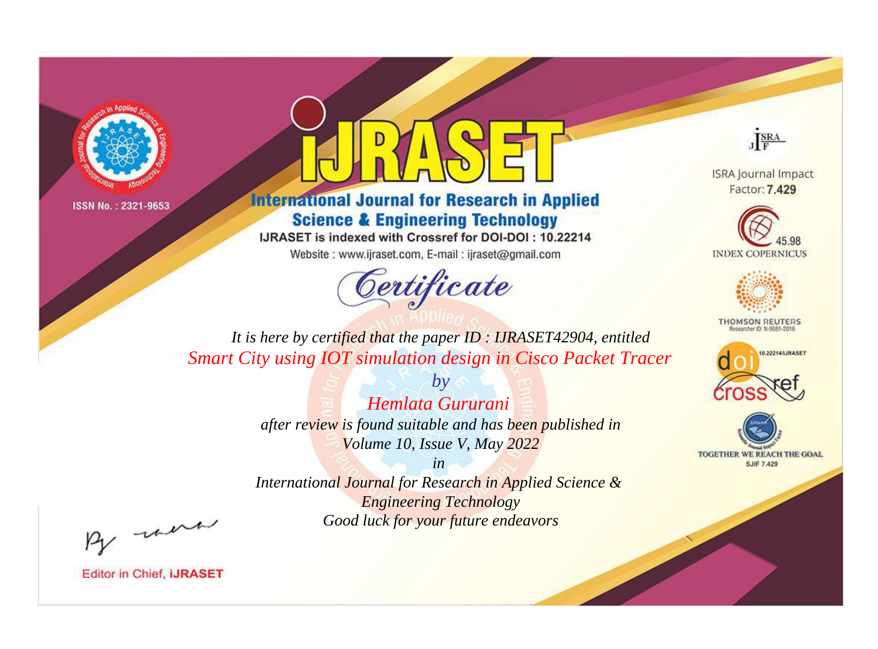ISSN No. : 2321-9653

# IJRASET

## International Journal for Research in Applied Science & Engineering Technology

IJRASET is indexed with Crossref for DOI-DOI : 10.22214

Website : www.ijraset.com, E-mail : ijraset@gmail.com

# Certificate

*It is here by certified that the paper ID : IJRASET42904, entitled*

*Smart City using IOT simulation design in Cisco Packet Tracer*

*by*

*Hemlata Gururani*

*after review is found suitable and has been published in*

*Volume 10, Issue V, May 2022*

*in*

*International Journal for Research in Applied Science & Engineering Technology*

*Good luck for your future endeavors*

ISRA Journal Impact Factor: **7.429**

45.98 INDEX COPERNICUS

THOMSON REUTERS Researcher ID: N-9681-2016

10.22214/IJRASET

TOGETHER WE REACH THE GOAL SJIF 7.429

Editor in Chief, **iJRASET**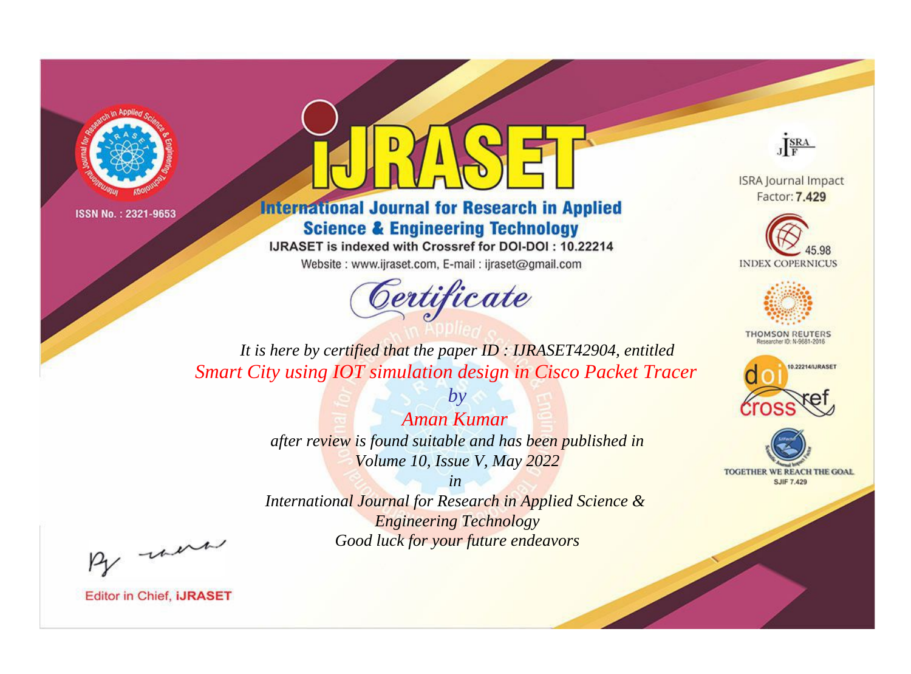ISSN No. : 2321-9653

# iJRASET

## International Journal for Research in Applied Science & Engineering Technology

IJRASET is indexed with Crossref for DOI-DOI : 10.22214

Website : www.ijraset.com, E-mail : ijraset@gmail.com

*Certificate*

*It is here by certified that the paper ID : IJRASET42904, entitled*

*Smart City using IOT simulation design in Cisco Packet Tracer*

*by*

*Aman Kumar*

*after review is found suitable and has been published in*

*Volume 10, Issue V, May 2022*

*in*

*International Journal for Research in Applied Science & Engineering Technology*

*Good luck for your future endeavors*

ISRA Journal Impact Factor: **7.429**

45.98 INDEX COPERNICUS

THOMSON REUTERS Researcher ID: N-9681-2016

10.22214/IJRASET

TOGETHER WE REACH THE GOAL SJIF 7.429

Editor in Chief, **iJRASET**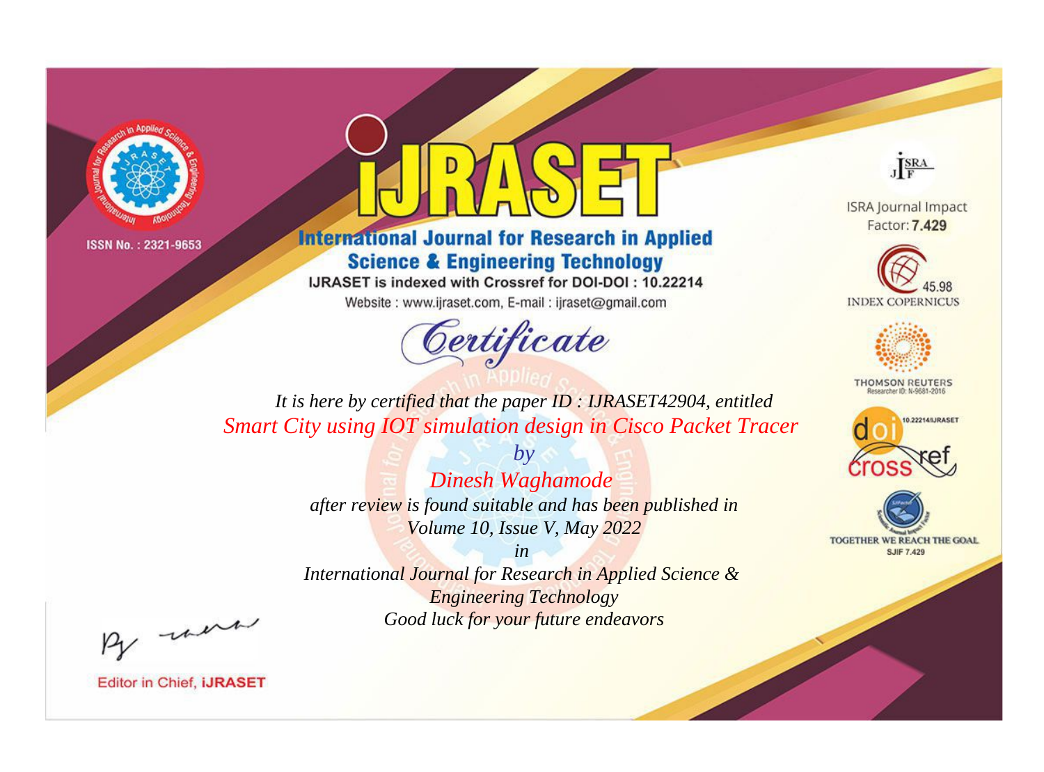ISSN No. : 2321-9653

# iJRASET

## International Journal for Research in Applied Science & Engineering Technology

IJRASET is indexed with Crossref for DOI-DOI : 10.22214

Website : www.ijraset.com, E-mail : ijraset@gmail.com

ISRA Journal Impact Factor: **7.429**

45.98 INDEX COPERNICUS

THOMSON REUTERS Researcher ID: N-9681-2016

10.22214/IJRASET

TOGETHER WE REACH THE GOAL SJIF 7.429

# *Certificate*

*It is here by certified that the paper ID : IJRASET42904, entitled*

*Smart City using IOT simulation design in Cisco Packet Tracer*

*by*

*Dinesh Waghamode*

*after review is found suitable and has been published in*

*Volume 10, Issue V, May 2022*

*in*

*International Journal for Research in Applied Science & Engineering Technology*

*Good luck for your future endeavors*

Editor in Chief, **iJRASET**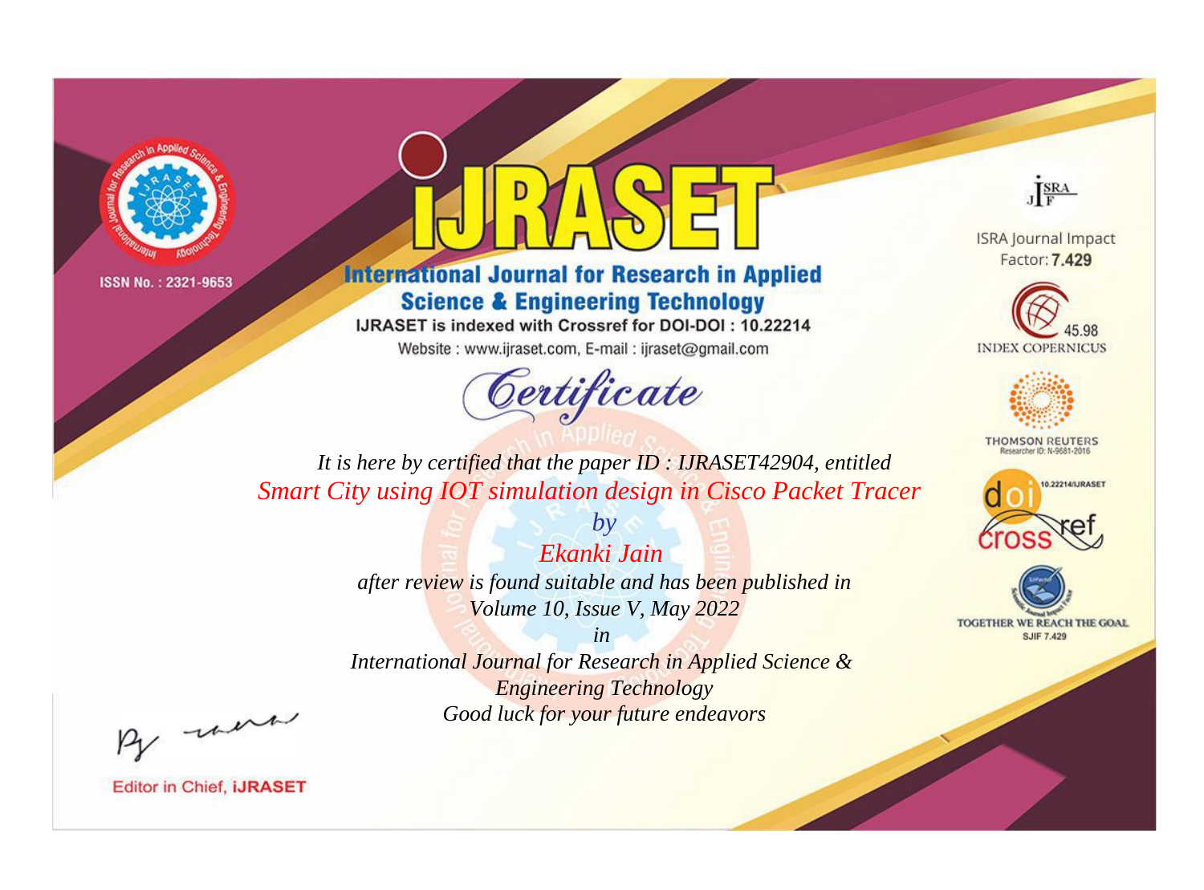ISSN No. : 2321-9653

# iJRASET

## International Journal for Research in Applied Science & Engineering Technology

IJRASET is indexed with Crossref for DOI-DOI : 10.22214

Website : www.ijraset.com, E-mail : ijraset@gmail.com

ISRA Journal Impact Factor: **7.429**

45.98 INDEX COPERNICUS

THOMSON REUTERS Researcher ID: N-9681-2016

10.22214/IJRASET

TOGETHER WE REACH THE GOAL SJIF 7.429

*Certificate*

*It is here by certified that the paper ID : IJRASET42904, entitled*

*Smart City using IOT simulation design in Cisco Packet Tracer*

*by*

*Ekanki Jain*

*after review is found suitable and has been published in*

*Volume 10, Issue V, May 2022*

*in*

*International Journal for Research in Applied Science & Engineering Technology*

*Good luck for your future endeavors*

Editor in Chief, **iJRASET**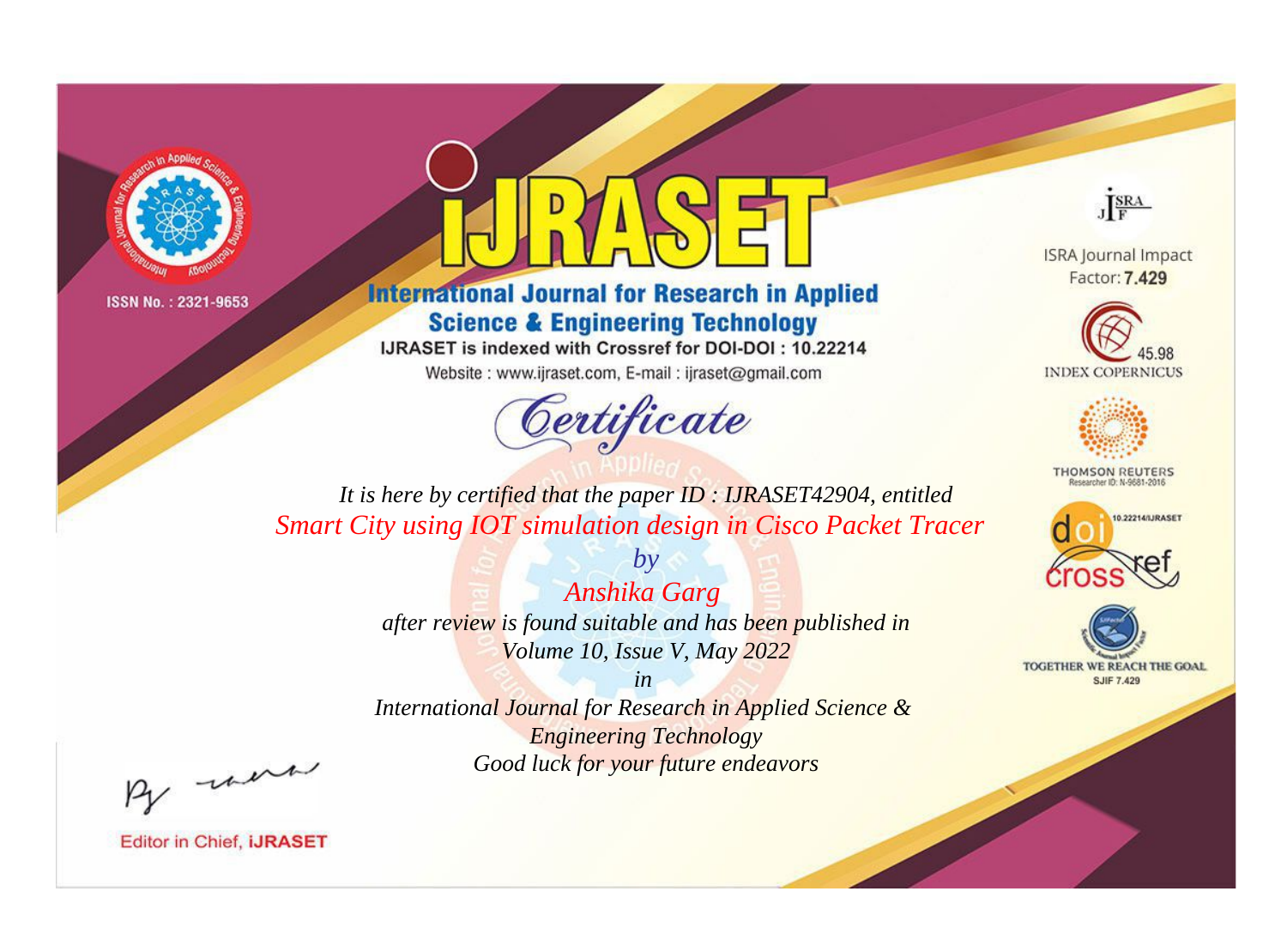ISSN No. : 2321-9653

# IJRASET

**International Journal for Research in Applied Science & Engineering Technology**

IJRASET is indexed with Crossref for DOI-DOI : 10.22214

Website : www.ijraset.com, E-mail : ijraset@gmail.com

## *Certificate*

*It is here by certified that the paper ID : IJRASET42904, entitled*

*Smart City using IOT simulation design in Cisco Packet Tracer*

*by*

*Anshika Garg*

*after review is found suitable and has been published in*

*Volume 10, Issue V, May 2022*

*in*

*International Journal for Research in Applied Science & Engineering Technology*

*Good luck for your future endeavors*

ISRA Journal Impact Factor: **7.429**

45.98 INDEX COPERNICUS

THOMSON REUTERS Researcher ID: N-9681-2016

10.22214/IJRASET

TOGETHER WE REACH THE GOAL SJIF 7.429

Editor in Chief, **iJRASET**